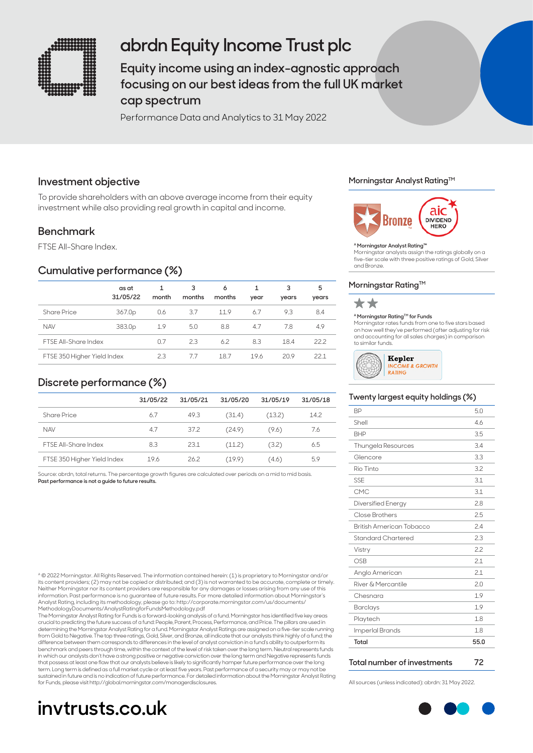# abrdn Equity Income Trust plc

## Equity income using an index-agnostic approach focusing on our best ideas from the full UK market cap spectrum

Performance Data and Analytics to 31 May 2022

### Investment objective

To provide shareholders with an above average income from their equity investment while also providing real growth in capital and income.

### Benchmark

FTSE All-Share Index.

### Cumulative performance (%)

| | as at 31/05/22 | 1 month | 3 months | 6 months | 1 year | 3 years | 5 years |
|---|---|---|---|---|---|---|---|
| Share Price | 367.0p | 0.6 | 3.7 | 11.9 | 6.7 | 9.3 | 8.4 |
| NAV | 383.0p | 1.9 | 5.0 | 8.8 | 4.7 | 7.8 | 4.9 |
| FTSE All-Share Index | | 0.7 | 2.3 | 6.2 | 8.3 | 18.4 | 22.2 |
| FTSE 350 Higher Yield Index | | 2.3 | 7.7 | 18.7 | 19.6 | 20.9 | 22.1 |

### Discrete performance (%)

| | 31/05/22 | 31/05/21 | 31/05/20 | 31/05/19 | 31/05/18 |
|---|---|---|---|---|---|
| Share Price | 6.7 | 49.3 | (31.4) | (13.2) | 14.2 |
| NAV | 4.7 | 37.2 | (24.9) | (9.6) | 7.6 |
| FTSE All-Share Index | 8.3 | 23.1 | (11.2) | (3.2) | 6.5 |
| FTSE 350 Higher Yield Index | 19.6 | 26.2 | (19.9) | (4.6) | 5.9 |

Source: abrdn, total returns. The percentage growth figures are calculated over periods on a mid to mid basis.
**Past performance is not a guide to future results.**

### Morningstar Analyst Rating™

Bronze

aic DIVIDEND HERO

^A **Morningstar Analyst Rating™**
Morningstar analysts assign the ratings globally on a five-tier scale with three positive ratings of Gold, Silver and Bronze.

### Morningstar Rating™

★★

^A **Morningstar Rating™ for Funds**
Morningstar rates funds from one to five stars based on how well they've performed (after adjusting for risk and accounting for all sales charges) in comparison to similar funds.

Kepler INCOME & GROWTH RATING

### Twenty largest equity holdings (%)

| | |
|---|---|
| BP | 5.0 |
| Shell | 4.6 |
| BHP | 3.5 |
| Thungela Resources | 3.4 |
| Glencore | 3.3 |
| Rio Tinto | 3.2 |
| SSE | 3.1 |
| CMC | 3.1 |
| Diversified Energy | 2.8 |
| Close Brothers | 2.5 |
| British American Tobacco | 2.4 |
| Standard Chartered | 2.3 |
| Vistry | 2.2 |
| OSB | 2.1 |
| Anglo American | 2.1 |
| River & Mercantile | 2.0 |
| Chesnara | 1.9 |
| Barclays | 1.9 |
| Playtech | 1.8 |
| Imperial Brands | 1.8 |
| **Total** | **55.0** |

### Total number of investments 72

All sources (unless indicated): abrdn: 31 May 2022.

^A © 2022 Morningstar. All Rights Reserved. The information contained herein: (1) is proprietary to Morningstar and/or its content providers; (2) may not be copied or distributed; and (3) is not warranted to be accurate, complete or timely. Neither Morningstar nor its content providers are responsible for any damages or losses arising from any use of this information. Past performance is no guarantee of future results. For more detailed information about Morningstar's Analyst Rating, including its methodology, please go to: http://corporate.morningstar.com/us/documents/MethodologyDocuments/AnalystRatingforFundsMethodology.pdf
The Morningstar Analyst Rating for Funds is a forward-looking analysis of a fund. Morningstar has identified five key areas crucial to predicting the future success of a fund: People, Parent, Process, Performance, and Price. The pillars are used in determining the Morningstar Analyst Rating for a fund. Morningstar Analyst Ratings are assigned on a five-tier scale running from Gold to Negative. The top three ratings, Gold, Silver, and Bronze, all indicate that our analysts think highly of a fund; the difference between them corresponds to differences in the level of analyst conviction in a fund's ability to outperform its benchmark and peers through time, within the context of the level of risk taken over the long term. Neutral represents funds in which our analysts don't have a strong positive or negative conviction over the long term and Negative represents funds that possess at least one flaw that our analysts believe is likely to significantly hamper future performance over the long term. Long term is defined as a full market cycle or at least five years. Past performance of a security may or may not be sustained in future and is no indication of future performance. For detailed information about the Morningstar Analyst Rating for Funds, please visit http://global.morningstar.com/managerdisclosures.

**invtrusts.co.uk**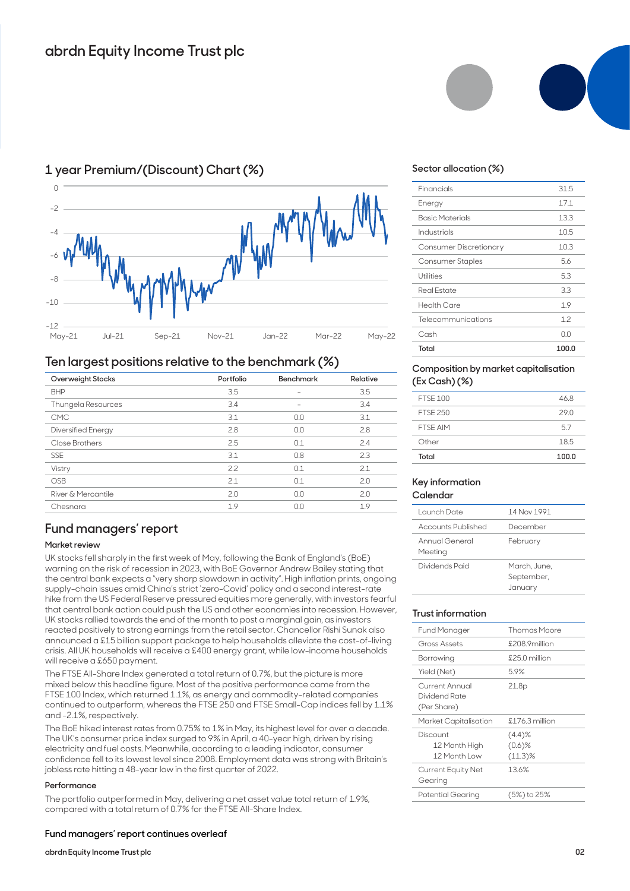# abrdn Equity Income Trust plc

## 1 year Premium/(Discount) Chart (%)

## Ten largest positions relative to the benchmark (%)

| Overweight Stocks | Portfolio | Benchmark | Relative |
|---|---|---|---|
| BHP | 3.5 | – | 3.5 |
| Thungela Resources | 3.4 | – | 3.4 |
| CMC | 3.1 | 0.0 | 3.1 |
| Diversified Energy | 2.8 | 0.0 | 2.8 |
| Close Brothers | 2.5 | 0.1 | 2.4 |
| SSE | 3.1 | 0.8 | 2.3 |
| Vistry | 2.2 | 0.1 | 2.1 |
| OSB | 2.1 | 0.1 | 2.0 |
| River & Mercantile | 2.0 | 0.0 | 2.0 |
| Chesnara | 1.9 | 0.0 | 1.9 |

## Fund managers' report

### Market review

UK stocks fell sharply in the first week of May, following the Bank of England's (BoE) warning on the risk of recession in 2023, with BoE Governor Andrew Bailey stating that the central bank expects a "very sharp slowdown in activity". High inflation prints, ongoing supply-chain issues amid China's strict 'zero-Covid' policy and a second interest-rate hike from the US Federal Reserve pressured equities more generally, with investors fearful that central bank action could push the US and other economies into recession. However, UK stocks rallied towards the end of the month to post a marginal gain, as investors reacted positively to strong earnings from the retail sector. Chancellor Rishi Sunak also announced a £15 billion support package to help households alleviate the cost-of-living crisis. All UK households will receive a £400 energy grant, while low-income households will receive a £650 payment.

The FTSE All-Share Index generated a total return of 0.7%, but the picture is more mixed below this headline figure. Most of the positive performance came from the FTSE 100 Index, which returned 1.1%, as energy and commodity-related companies continued to outperform, whereas the FTSE 250 and FTSE Small-Cap indices fell by 1.1% and -2.1%, respectively.

The BoE hiked interest rates from 0.75% to 1% in May, its highest level for over a decade. The UK's consumer price index surged to 9% in April, a 40-year high, driven by rising electricity and fuel costs. Meanwhile, according to a leading indicator, consumer confidence fell to its lowest level since 2008. Employment data was strong with Britain's jobless rate hitting a 48-year low in the first quarter of 2022.

### Performance

The portfolio outperformed in May, delivering a net asset value total return of 1.9%, compared with a total return of 0.7% for the FTSE All-Share Index.

**Fund managers' report continues overleaf**

## Sector allocation (%)

| | |
|---|---|
| Financials | 31.5 |
| Energy | 17.1 |
| Basic Materials | 13.3 |
| Industrials | 10.5 |
| Consumer Discretionary | 10.3 |
| Consumer Staples | 5.6 |
| Utilities | 5.3 |
| Real Estate | 3.3 |
| Health Care | 1.9 |
| Telecommunications | 1.2 |
| Cash | 0.0 |
| **Total** | **100.0** |

## Composition by market capitalisation (Ex Cash) (%)

| | |
|---|---|
| FTSE 100 | 46.8 |
| FTSE 250 | 29.0 |
| FTSE AIM | 5.7 |
| Other | 18.5 |
| **Total** | **100.0** |

## Key information Calendar

| | |
|---|---|
| Launch Date | 14 Nov 1991 |
| Accounts Published | December |
| Annual General Meeting | February |
| Dividends Paid | March, June, September, January |

## Trust information

| | |
|---|---|
| Fund Manager | Thomas Moore |
| Gross Assets | £208.9million |
| Borrowing | £25.0 million |
| Yield (Net) | 5.9% |
| Current Annual Dividend Rate (Per Share) | 21.8p |
| Market Capitalisation | £176.3 million |
| Discount<br>12 Month High<br>12 Month Low | (4.4)%<br>(0.6)%<br>(11.3)% |
| Current Equity Net Gearing | 13.6% |
| Potential Gearing | (5%) to 25% |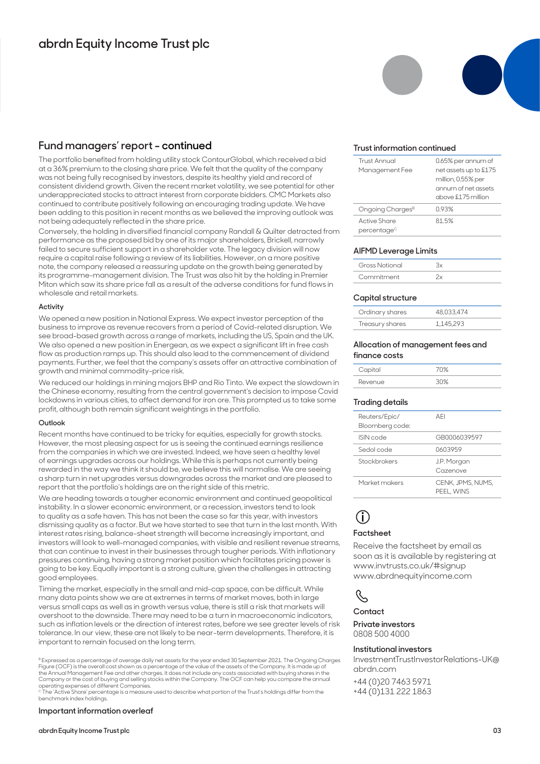## Fund managers' report - continued

The portfolio benefited from holding utility stock ContourGlobal, which received a bid at a 36% premium to the closing share price. We felt that the quality of the company was not being fully recognised by investors, despite its healthy yield and record of consistent dividend growth. Given the recent market volatility, we see potential for other underappreciated stocks to attract interest from corporate bidders. CMC Markets also continued to contribute positively following an encouraging trading update. We have been adding to this position in recent months as we believed the improving outlook was not being adequately reflected in the share price.

Conversely, the holding in diversified financial company Randall & Quilter detracted from performance as the proposed bid by one of its major shareholders, Brickell, narrowly failed to secure sufficient support in a shareholder vote. The legacy division will now require a capital raise following a review of its liabilities. However, on a more positive note, the company released a reassuring update on the growth being generated by its programme-management division. The Trust was also hit by the holding in Premier Miton which saw its share price fall as a result of the adverse conditions for fund flows in wholesale and retail markets.

#### Activity

We opened a new position in National Express. We expect investor perception of the business to improve as revenue recovers from a period of Covid-related disruption. We see broad-based growth across a range of markets, including the US, Spain and the UK. We also opened a new position in Energean, as we expect a significant lift in free cash flow as production ramps up. This should also lead to the commencement of dividend payments. Further, we feel that the company's assets offer an attractive combination of growth and minimal commodity-price risk.

We reduced our holdings in mining majors BHP and Rio Tinto. We expect the slowdown in the Chinese economy, resulting from the central government's decision to impose Covid lockdowns in various cities, to affect demand for iron ore. This prompted us to take some profit, although both remain significant weightings in the portfolio.

#### Outlook

Recent months have continued to be tricky for equities, especially for growth stocks. However, the most pleasing aspect for us is seeing the continued earnings resilience from the companies in which we are invested. Indeed, we have seen a healthy level of earnings upgrades across our holdings. While this is perhaps not currently being rewarded in the way we think it should be, we believe this will normalise. We are seeing a sharp turn in net upgrades versus downgrades across the market and are pleased to report that the portfolio's holdings are on the right side of this metric.

We are heading towards a tougher economic environment and continued geopolitical instability. In a slower economic environment, or a recession, investors tend to look to quality as a safe haven. This has not been the case so far this year, with investors dismissing quality as a factor. But we have started to see that turn in the last month. With interest rates rising, balance-sheet strength will become increasingly important, and investors will look to well-managed companies, with visible and resilient revenue streams, that can continue to invest in their businesses through tougher periods. With inflationary pressures continuing, having a strong market position which facilitates pricing power is going to be key. Equally important is a strong culture, given the challenges in attracting good employees.

Timing the market, especially in the small and mid-cap space, can be difficult. While many data points show we are at extremes in terms of market moves, both in large versus small caps as well as in growth versus value, there is still a risk that markets will overshoot to the downside. There may need to be a turn in macroeconomic indicators, such as inflation levels or the direction of interest rates, before we see greater levels of risk tolerance. In our view, these are not likely to be near-term developments. Therefore, it is important to remain focused on the long term.

[B] Expressed as a percentage of average daily net assets for the year ended 30 September 2021. The Ongoing Charges Figure (OCF) is the overall cost shown as a percentage of the value of the assets of the Company. It is made up of the Annual Management Fee and other charges. It does not include any costs associated with buying shares in the Company or the cost of buying and selling stocks within the Company. The OCF can help you compare the annual operating expenses of different Companies.

[C] The 'Active Share' percentage is a measure used to describe what portion of the Trust's holdings differ from the benchmark index holdings.

**Important information overleaf**

### Trust information continued

| | |
|---|---|
| Trust Annual Management Fee | 0.65% per annum of net assets up to £175 million, 0.55% per annum of net assets above £175 million |
| Ongoing Charges[B] | 0.93% |
| Active Share percentage[C] | 81.5% |

### AIFMD Leverage Limits

| | |
|---|---|
| Gross Notional | 3x |
| Commitment | 2x |

### Capital structure

| | |
|---|---|
| Ordinary shares | 48,033,474 |
| Treasury shares | 1,145,293 |

### Allocation of management fees and finance costs

| | |
|---|---|
| Capital | 70% |
| Revenue | 30% |

### Trading details

| | |
|---|---|
| Reuters/Epic/ Bloomberg code: | AEI |
| ISIN code | GB0006039597 |
| Sedol code | 0603959 |
| Stockbrokers | J.P. Morgan Cazenove |
| Market makers | CENK, JPMS, NUMS, PEEL, WINS |

### Factsheet

Receive the factsheet by email as soon as it is available by registering at www.invtrusts.co.uk/#signup
www.abrdnequityincome.com

### Contact

**Private investors**
0808 500 4000

**Institutional investors**
InvestmentTrustInvestorRelations-UK@abrdn.com

+44 (0)20 7463 5971
+44 (0)131 222 1863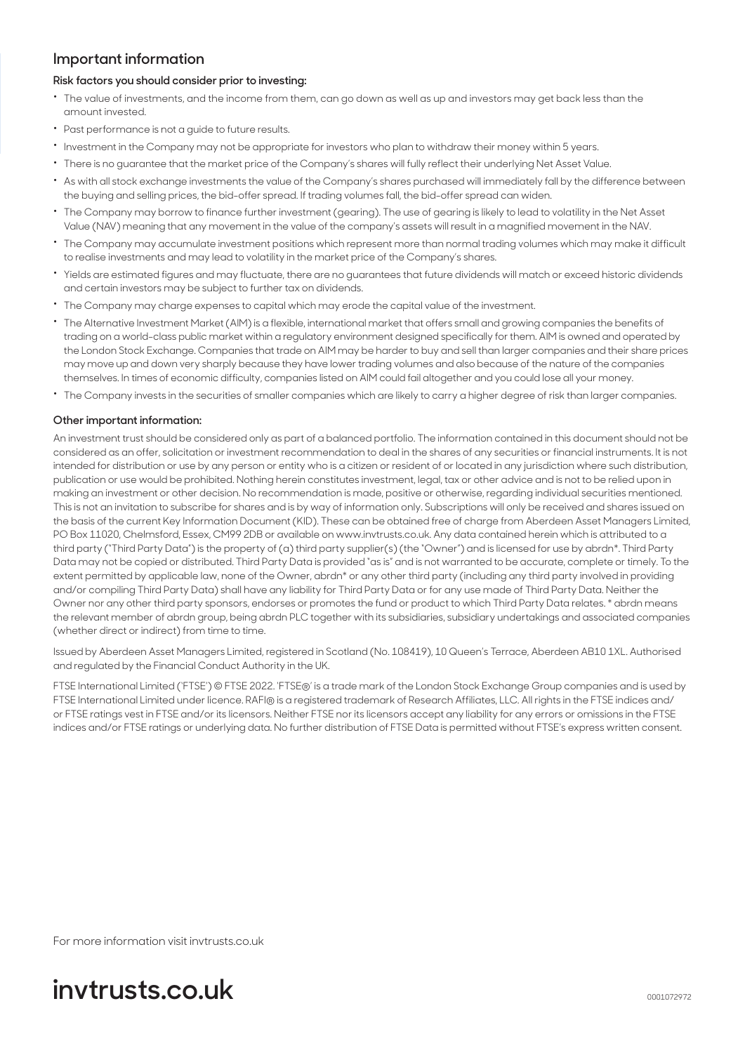## Important information

### Risk factors you should consider prior to investing:

- The value of investments, and the income from them, can go down as well as up and investors may get back less than the amount invested.
- Past performance is not a guide to future results.
- Investment in the Company may not be appropriate for investors who plan to withdraw their money within 5 years.
- There is no guarantee that the market price of the Company's shares will fully reflect their underlying Net Asset Value.
- As with all stock exchange investments the value of the Company's shares purchased will immediately fall by the difference between the buying and selling prices, the bid-offer spread. If trading volumes fall, the bid-offer spread can widen.
- The Company may borrow to finance further investment (gearing). The use of gearing is likely to lead to volatility in the Net Asset Value (NAV) meaning that any movement in the value of the company's assets will result in a magnified movement in the NAV.
- The Company may accumulate investment positions which represent more than normal trading volumes which may make it difficult to realise investments and may lead to volatility in the market price of the Company's shares.
- Yields are estimated figures and may fluctuate, there are no guarantees that future dividends will match or exceed historic dividends and certain investors may be subject to further tax on dividends.
- The Company may charge expenses to capital which may erode the capital value of the investment.
- The Alternative Investment Market (AIM) is a flexible, international market that offers small and growing companies the benefits of trading on a world-class public market within a regulatory environment designed specifically for them. AIM is owned and operated by the London Stock Exchange. Companies that trade on AIM may be harder to buy and sell than larger companies and their share prices may move up and down very sharply because they have lower trading volumes and also because of the nature of the companies themselves. In times of economic difficulty, companies listed on AIM could fail altogether and you could lose all your money.
- The Company invests in the securities of smaller companies which are likely to carry a higher degree of risk than larger companies.

### Other important information:

An investment trust should be considered only as part of a balanced portfolio. The information contained in this document should not be considered as an offer, solicitation or investment recommendation to deal in the shares of any securities or financial instruments. It is not intended for distribution or use by any person or entity who is a citizen or resident of or located in any jurisdiction where such distribution, publication or use would be prohibited. Nothing herein constitutes investment, legal, tax or other advice and is not to be relied upon in making an investment or other decision. No recommendation is made, positive or otherwise, regarding individual securities mentioned. This is not an invitation to subscribe for shares and is by way of information only. Subscriptions will only be received and shares issued on the basis of the current Key Information Document (KID). These can be obtained free of charge from Aberdeen Asset Managers Limited, PO Box 11020, Chelmsford, Essex, CM99 2DB or available on www.invtrusts.co.uk. Any data contained herein which is attributed to a third party ("Third Party Data") is the property of (a) third party supplier(s) (the "Owner") and is licensed for use by abrdn*. Third Party Data may not be copied or distributed. Third Party Data is provided "as is" and is not warranted to be accurate, complete or timely. To the extent permitted by applicable law, none of the Owner, abrdn* or any other third party (including any third party involved in providing and/or compiling Third Party Data) shall have any liability for Third Party Data or for any use made of Third Party Data. Neither the Owner nor any other third party sponsors, endorses or promotes the fund or product to which Third Party Data relates. * abrdn means the relevant member of abrdn group, being abrdn PLC together with its subsidiaries, subsidiary undertakings and associated companies (whether direct or indirect) from time to time.

Issued by Aberdeen Asset Managers Limited, registered in Scotland (No. 108419), 10 Queen's Terrace, Aberdeen AB10 1XL. Authorised and regulated by the Financial Conduct Authority in the UK.

FTSE International Limited ('FTSE') © FTSE 2022. 'FTSE®' is a trade mark of the London Stock Exchange Group companies and is used by FTSE International Limited under licence. RAFI® is a registered trademark of Research Affiliates, LLC. All rights in the FTSE indices and/or FTSE ratings vest in FTSE and/or its licensors. Neither FTSE nor its licensors accept any liability for any errors or omissions in the FTSE indices and/or FTSE ratings or underlying data. No further distribution of FTSE Data is permitted without FTSE's express written consent.

For more information visit invtrusts.co.uk

# invtrusts.co.uk

0001072972